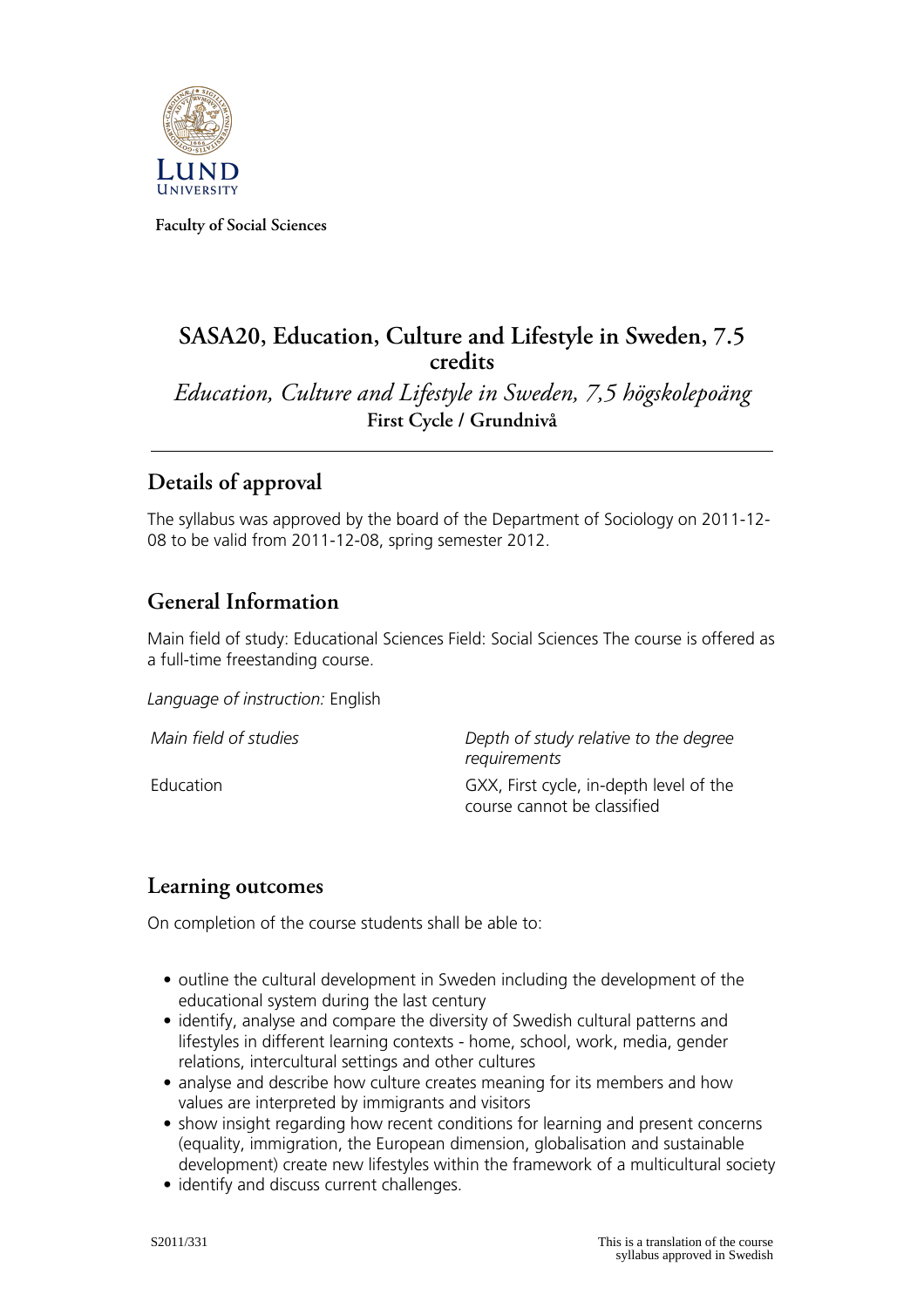Faculty of Social Sciences

# SASA20, Education, Culture and Lifestyle in Sweden, 7.5 credits

*Education, Culture and Lifestyle in Sweden, 7,5 högskolepoäng*

**First Cycle / Grundnivå**

## Details of approval

The syllabus was approved by the board of the Department of Sociology on 2011-12-08 to be valid from 2011-12-08, spring semester 2012.

## General Information

Main field of study: Educational Sciences Field: Social Sciences The course is offered as a full-time freestanding course.

*Language of instruction:* English

| *Main field of studies* | *Depth of study relative to the degree requirements* |
|---|---|
| Education | GXX, First cycle, in-depth level of the course cannot be classified |

## Learning outcomes

On completion of the course students shall be able to:

- outline the cultural development in Sweden including the development of the educational system during the last century
- identify, analyse and compare the diversity of Swedish cultural patterns and lifestyles in different learning contexts - home, school, work, media, gender relations, intercultural settings and other cultures
- analyse and describe how culture creates meaning for its members and how values are interpreted by immigrants and visitors
- show insight regarding how recent conditions for learning and present concerns (equality, immigration, the European dimension, globalisation and sustainable development) create new lifestyles within the framework of a multicultural society
- identify and discuss current challenges.

S2011/331

This is a translation of the course syllabus approved in Swedish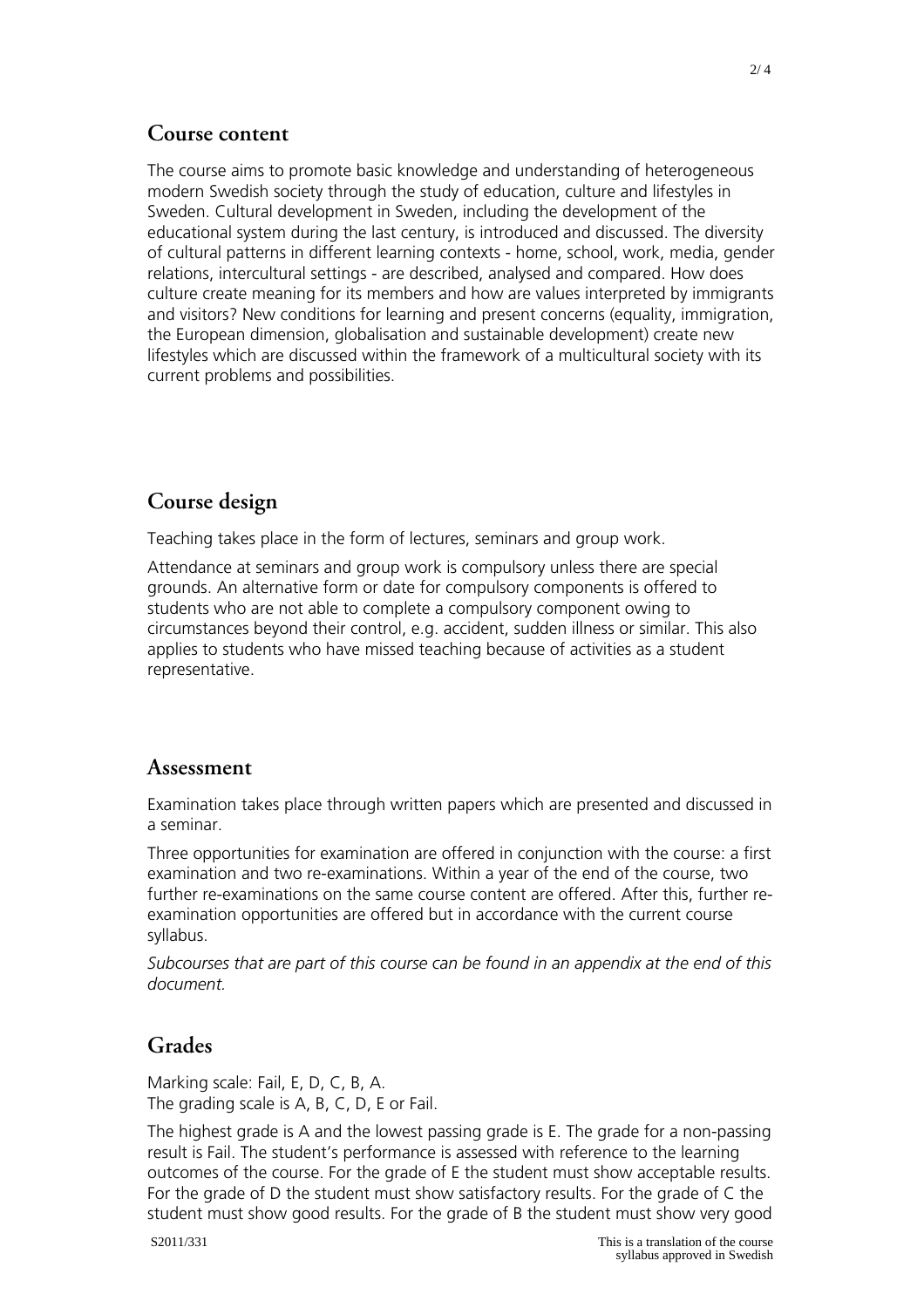## Course content

The course aims to promote basic knowledge and understanding of heterogeneous modern Swedish society through the study of education, culture and lifestyles in Sweden. Cultural development in Sweden, including the development of the educational system during the last century, is introduced and discussed. The diversity of cultural patterns in different learning contexts - home, school, work, media, gender relations, intercultural settings - are described, analysed and compared. How does culture create meaning for its members and how are values interpreted by immigrants and visitors? New conditions for learning and present concerns (equality, immigration, the European dimension, globalisation and sustainable development) create new lifestyles which are discussed within the framework of a multicultural society with its current problems and possibilities.

## Course design

Teaching takes place in the form of lectures, seminars and group work.

Attendance at seminars and group work is compulsory unless there are special grounds. An alternative form or date for compulsory components is offered to students who are not able to complete a compulsory component owing to circumstances beyond their control, e.g. accident, sudden illness or similar. This also applies to students who have missed teaching because of activities as a student representative.

## Assessment

Examination takes place through written papers which are presented and discussed in a seminar.

Three opportunities for examination are offered in conjunction with the course: a first examination and two re-examinations. Within a year of the end of the course, two further re-examinations on the same course content are offered. After this, further re-examination opportunities are offered but in accordance with the current course syllabus.

*Subcourses that are part of this course can be found in an appendix at the end of this document.*

## Grades

Marking scale: Fail, E, D, C, B, A.
The grading scale is A, B, C, D, E or Fail.

The highest grade is A and the lowest passing grade is E. The grade for a non-passing result is Fail. The student's performance is assessed with reference to the learning outcomes of the course. For the grade of E the student must show acceptable results. For the grade of D the student must show satisfactory results. For the grade of C the student must show good results. For the grade of B the student must show very good

S2011/331

This is a translation of the course syllabus approved in Swedish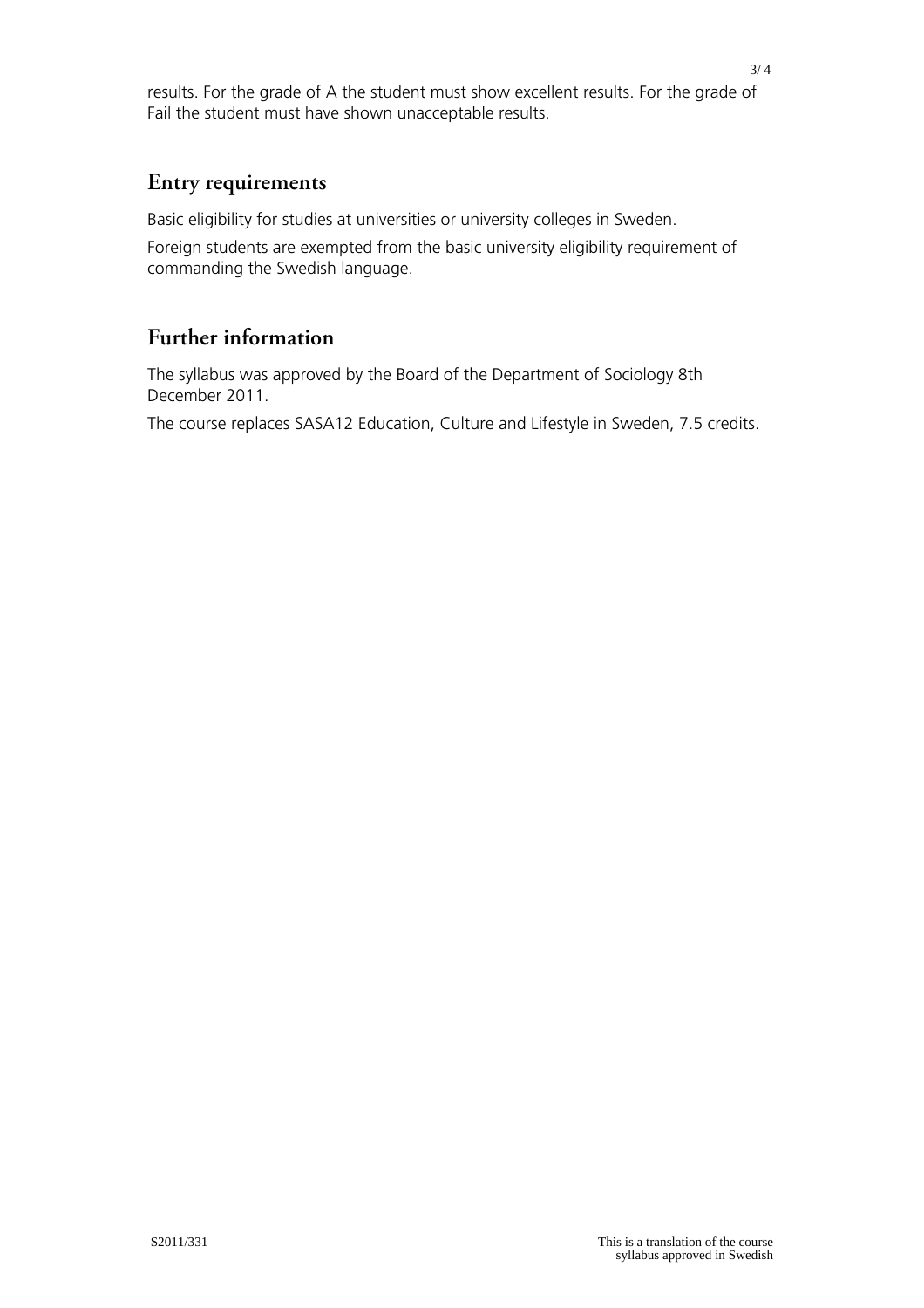results. For the grade of A the student must show excellent results. For the grade of Fail the student must have shown unacceptable results.

## Entry requirements

Basic eligibility for studies at universities or university colleges in Sweden.

Foreign students are exempted from the basic university eligibility requirement of commanding the Swedish language.

## Further information

The syllabus was approved by the Board of the Department of Sociology 8th December 2011.

The course replaces SASA12 Education, Culture and Lifestyle in Sweden, 7.5 credits.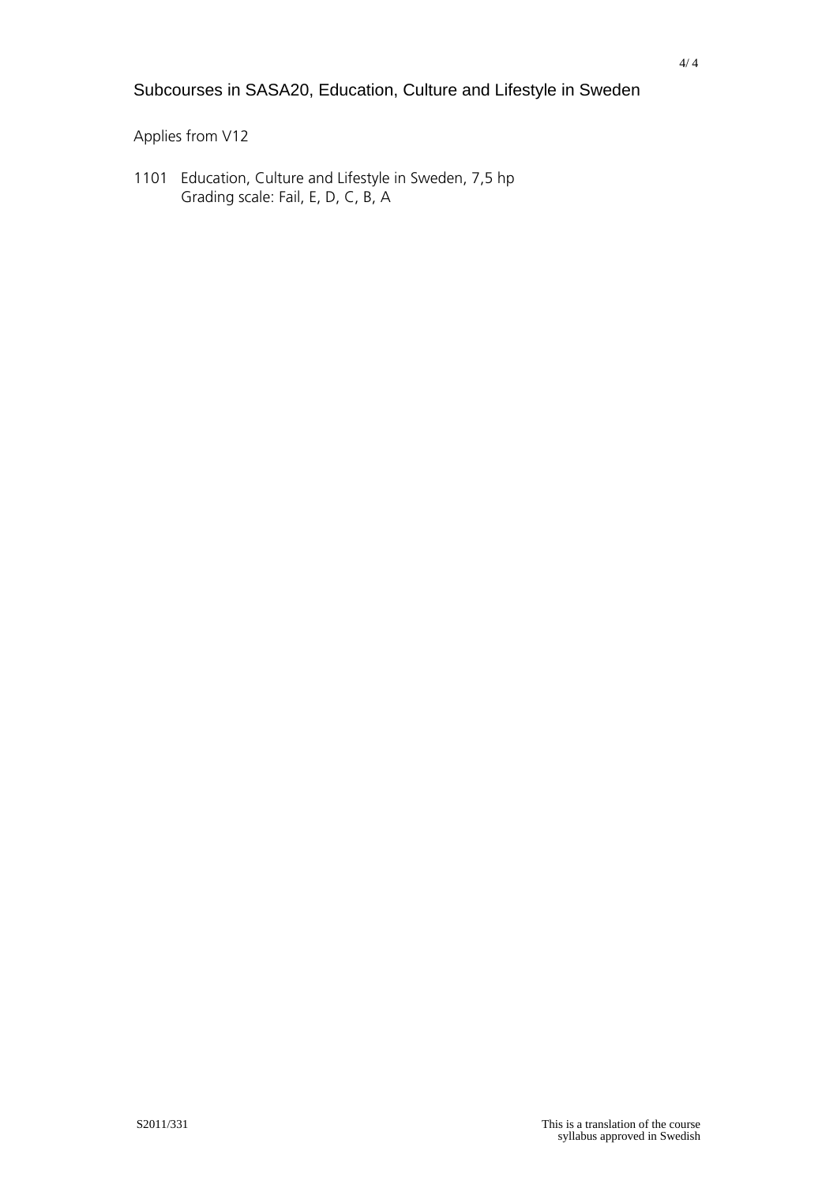## Subcourses in SASA20, Education, Culture and Lifestyle in Sweden

Applies from V12

1101 Education, Culture and Lifestyle in Sweden, 7,5 hp
Grading scale: Fail, E, D, C, B, A

S2011/331

This is a translation of the course syllabus approved in Swedish